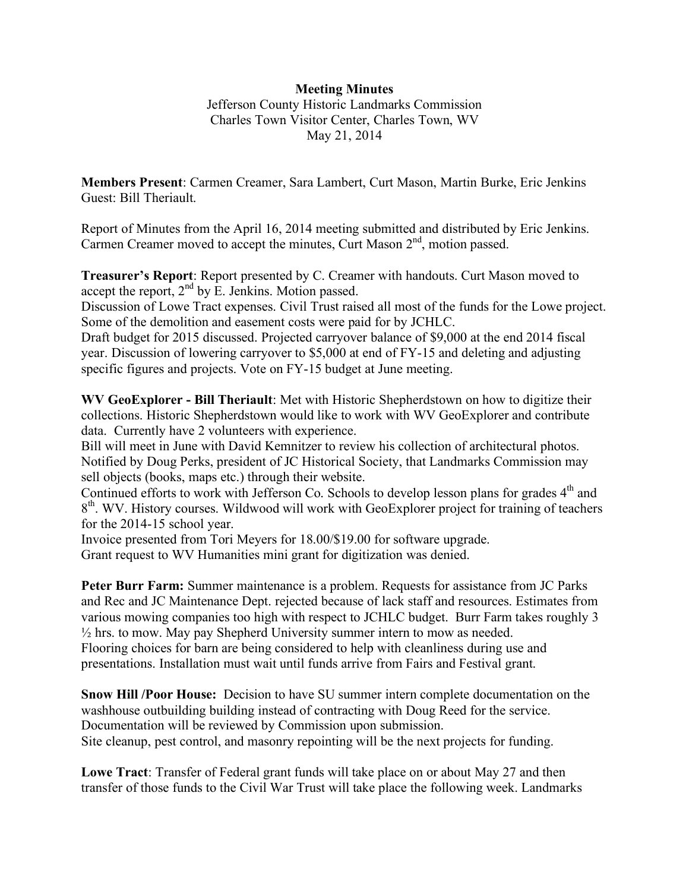**Meeting Minutes**
Jefferson County Historic Landmarks Commission
Charles Town Visitor Center, Charles Town, WV
May 21, 2014

**Members Present**: Carmen Creamer, Sara Lambert, Curt Mason, Martin Burke, Eric Jenkins
Guest: Bill Theriault.

Report of Minutes from the April 16, 2014 meeting submitted and distributed by Eric Jenkins. Carmen Creamer moved to accept the minutes, Curt Mason 2nd, motion passed.

**Treasurer's Report**: Report presented by C. Creamer with handouts. Curt Mason moved to accept the report, 2nd by E. Jenkins. Motion passed.
Discussion of Lowe Tract expenses. Civil Trust raised all most of the funds for the Lowe project. Some of the demolition and easement costs were paid for by JCHLC.
Draft budget for 2015 discussed. Projected carryover balance of $9,000 at the end 2014 fiscal year. Discussion of lowering carryover to $5,000 at end of FY-15 and deleting and adjusting specific figures and projects. Vote on FY-15 budget at June meeting.

**WV GeoExplorer - Bill Theriault**: Met with Historic Shepherdstown on how to digitize their collections. Historic Shepherdstown would like to work with WV GeoExplorer and contribute data. Currently have 2 volunteers with experience.
Bill will meet in June with David Kemnitzer to review his collection of architectural photos.
Notified by Doug Perks, president of JC Historical Society, that Landmarks Commission may sell objects (books, maps etc.) through their website.
Continued efforts to work with Jefferson Co. Schools to develop lesson plans for grades 4th and 8th. WV. History courses. Wildwood will work with GeoExplorer project for training of teachers for the 2014-15 school year.
Invoice presented from Tori Meyers for 18.00/$19.00 for software upgrade.
Grant request to WV Humanities mini grant for digitization was denied.

**Peter Burr Farm:** Summer maintenance is a problem. Requests for assistance from JC Parks and Rec and JC Maintenance Dept. rejected because of lack staff and resources. Estimates from various mowing companies too high with respect to JCHLC budget. Burr Farm takes roughly 3 ½ hrs. to mow. May pay Shepherd University summer intern to mow as needed.
Flooring choices for barn are being considered to help with cleanliness during use and presentations. Installation must wait until funds arrive from Fairs and Festival grant.

**Snow Hill /Poor House:** Decision to have SU summer intern complete documentation on the washhouse outbuilding building instead of contracting with Doug Reed for the service. Documentation will be reviewed by Commission upon submission.
Site cleanup, pest control, and masonry repointing will be the next projects for funding.

**Lowe Tract**: Transfer of Federal grant funds will take place on or about May 27 and then transfer of those funds to the Civil War Trust will take place the following week. Landmarks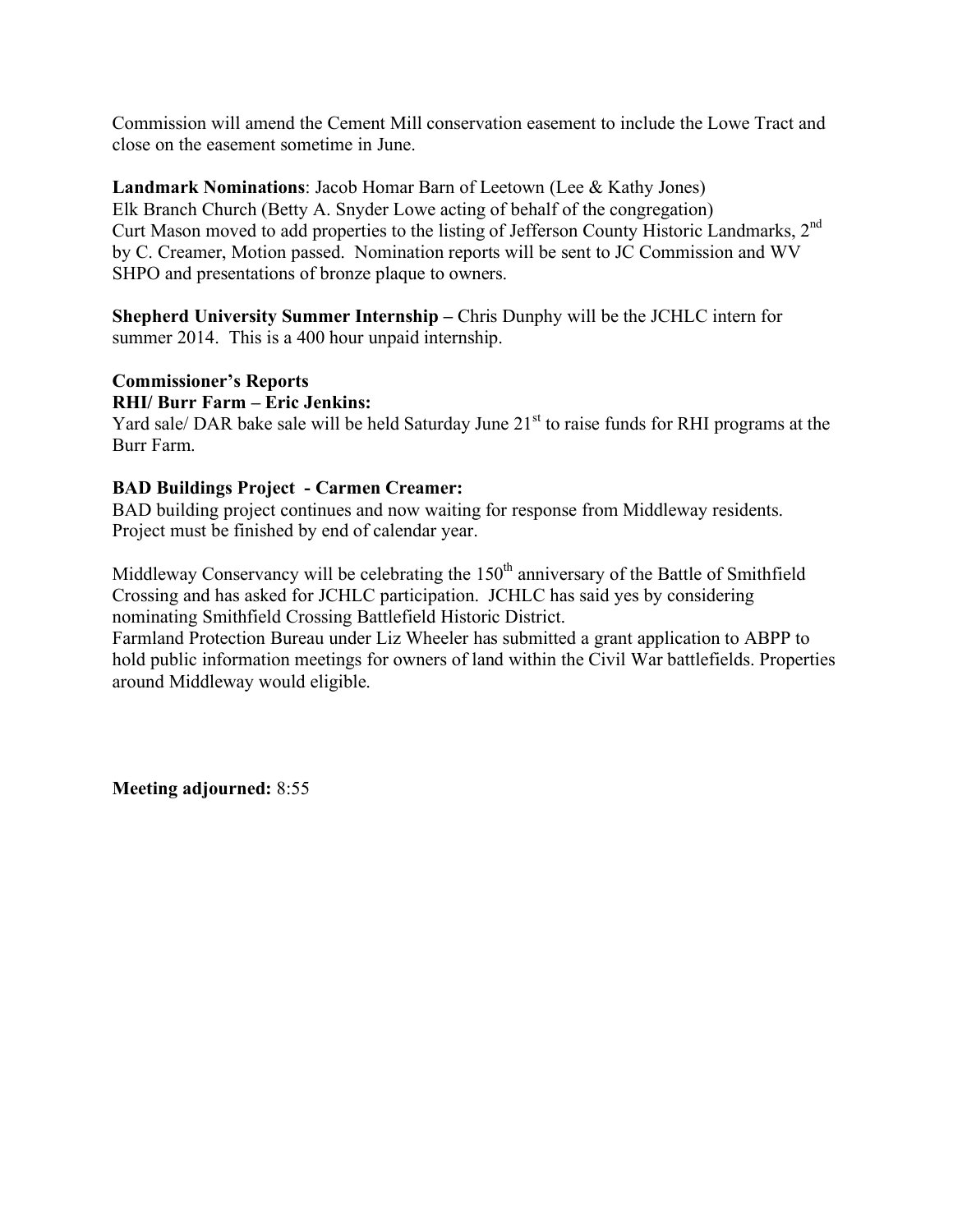Commission will amend the Cement Mill conservation easement to include the Lowe Tract and close on the easement sometime in June.

**Landmark Nominations**: Jacob Homar Barn of Leetown (Lee & Kathy Jones)
Elk Branch Church (Betty A. Snyder Lowe acting of behalf of the congregation)
Curt Mason moved to add properties to the listing of Jefferson County Historic Landmarks, 2nd by C. Creamer, Motion passed. Nomination reports will be sent to JC Commission and WV SHPO and presentations of bronze plaque to owners.

**Shepherd University Summer Internship –** Chris Dunphy will be the JCHLC intern for summer 2014. This is a 400 hour unpaid internship.

**Commissioner's Reports**

**RHI/ Burr Farm – Eric Jenkins:**
Yard sale/ DAR bake sale will be held Saturday June 21st to raise funds for RHI programs at the Burr Farm.

**BAD Buildings Project - Carmen Creamer:**
BAD building project continues and now waiting for response from Middleway residents. Project must be finished by end of calendar year.

Middleway Conservancy will be celebrating the 150th anniversary of the Battle of Smithfield Crossing and has asked for JCHLC participation. JCHLC has said yes by considering nominating Smithfield Crossing Battlefield Historic District.
Farmland Protection Bureau under Liz Wheeler has submitted a grant application to ABPP to hold public information meetings for owners of land within the Civil War battlefields. Properties around Middleway would eligible.

**Meeting adjourned:** 8:55